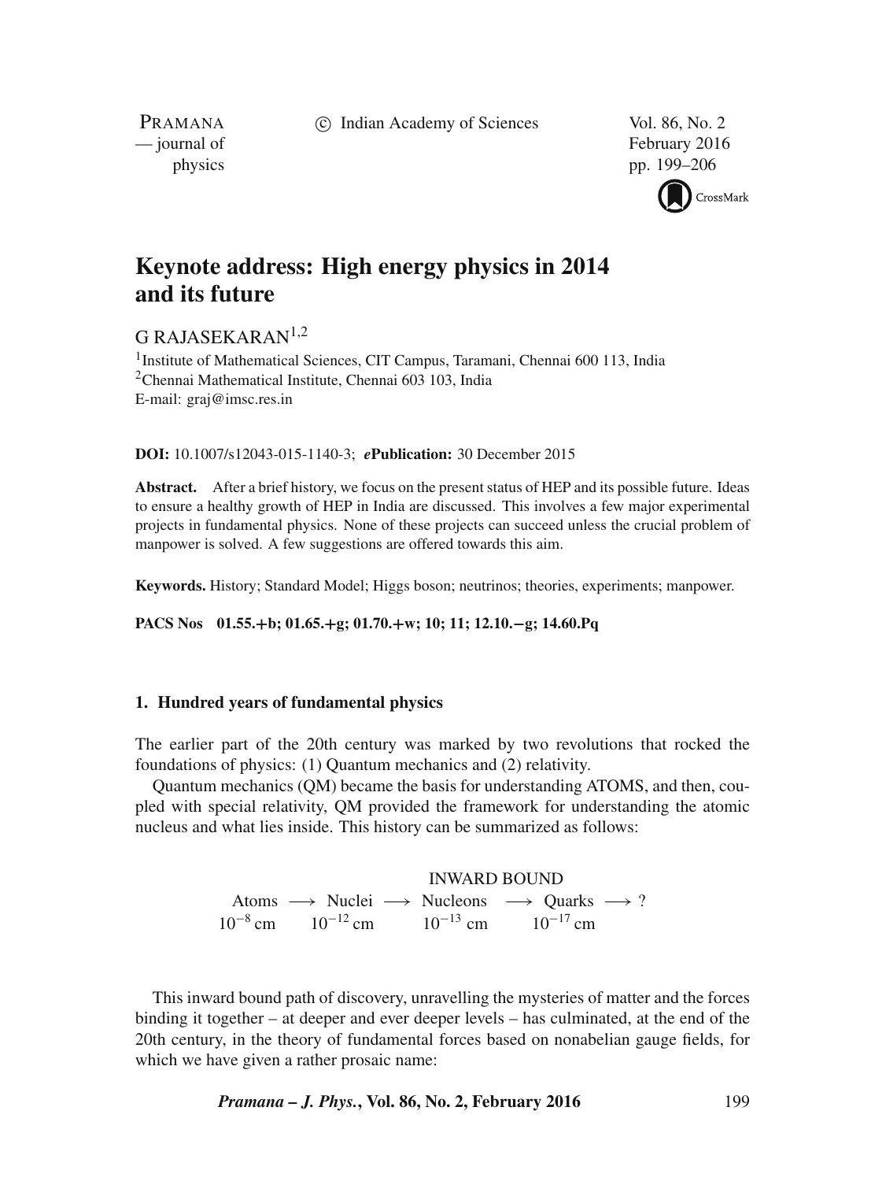# Keynote address: High energy physics in 2014 and its future

G RAJASEKARAN[1,2]

[1]Institute of Mathematical Sciences, CIT Campus, Taramani, Chennai 600 113, India
[2]Chennai Mathematical Institute, Chennai 603 103, India
E-mail: graj@imsc.res.in

**DOI:** 10.1007/s12043-015-1140-3; ***e*Publication:** 30 December 2015

**Abstract.** After a brief history, we focus on the present status of HEP and its possible future. Ideas to ensure a healthy growth of HEP in India are discussed. This involves a few major experimental projects in fundamental physics. None of these projects can succeed unless the crucial problem of manpower is solved. A few suggestions are offered towards this aim.

**Keywords.** History; Standard Model; Higgs boson; neutrinos; theories, experiments; manpower.

**PACS Nos 01.55.+b; 01.65.+g; 01.70.+w; 10; 11; 12.10.−g; 14.60.Pq**

## 1. Hundred years of fundamental physics

The earlier part of the 20th century was marked by two revolutions that rocked the foundations of physics: (1) Quantum mechanics and (2) relativity.

Quantum mechanics (QM) became the basis for understanding ATOMS, and then, coupled with special relativity, QM provided the framework for understanding the atomic nucleus and what lies inside. This history can be summarized as follows:

$$
\begin{array}{ccccccccc}
 & & & & \text{INWARD BOUND} & & & & \\
\text{Atoms} & \longrightarrow & \text{Nuclei} & \longrightarrow & \text{Nucleons} & \longrightarrow & \text{Quarks} & \longrightarrow & ? \\
10^{-8}\ \text{cm} & & 10^{-12}\ \text{cm} & & 10^{-13}\ \text{cm} & & 10^{-17}\ \text{cm} & &
\end{array}
$$

This inward bound path of discovery, unravelling the mysteries of matter and the forces binding it together – at deeper and ever deeper levels – has culminated, at the end of the 20th century, in the theory of fundamental forces based on nonabelian gauge fields, for which we have given a rather prosaic name: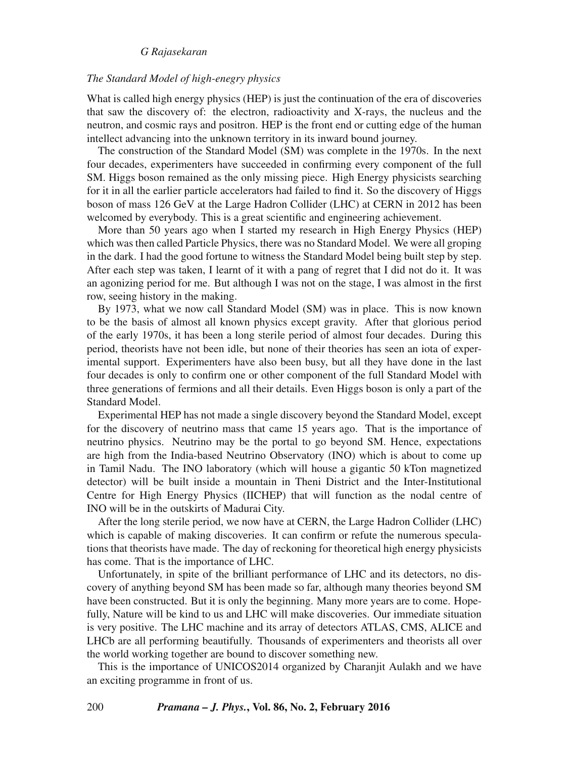*The Standard Model of high-enegry physics*

What is called high energy physics (HEP) is just the continuation of the era of discoveries that saw the discovery of: the electron, radioactivity and X-rays, the nucleus and the neutron, and cosmic rays and positron. HEP is the front end or cutting edge of the human intellect advancing into the unknown territory in its inward bound journey.

The construction of the Standard Model (SM) was complete in the 1970s. In the next four decades, experimenters have succeeded in confirming every component of the full SM. Higgs boson remained as the only missing piece. High Energy physicists searching for it in all the earlier particle accelerators had failed to find it. So the discovery of Higgs boson of mass 126 GeV at the Large Hadron Collider (LHC) at CERN in 2012 has been welcomed by everybody. This is a great scientific and engineering achievement.

More than 50 years ago when I started my research in High Energy Physics (HEP) which was then called Particle Physics, there was no Standard Model. We were all groping in the dark. I had the good fortune to witness the Standard Model being built step by step. After each step was taken, I learnt of it with a pang of regret that I did not do it. It was an agonizing period for me. But although I was not on the stage, I was almost in the first row, seeing history in the making.

By 1973, what we now call Standard Model (SM) was in place. This is now known to be the basis of almost all known physics except gravity. After that glorious period of the early 1970s, it has been a long sterile period of almost four decades. During this period, theorists have not been idle, but none of their theories has seen an iota of experimental support. Experimenters have also been busy, but all they have done in the last four decades is only to confirm one or other component of the full Standard Model with three generations of fermions and all their details. Even Higgs boson is only a part of the Standard Model.

Experimental HEP has not made a single discovery beyond the Standard Model, except for the discovery of neutrino mass that came 15 years ago. That is the importance of neutrino physics. Neutrino may be the portal to go beyond SM. Hence, expectations are high from the India-based Neutrino Observatory (INO) which is about to come up in Tamil Nadu. The INO laboratory (which will house a gigantic 50 kTon magnetized detector) will be built inside a mountain in Theni District and the Inter-Institutional Centre for High Energy Physics (IICHEP) that will function as the nodal centre of INO will be in the outskirts of Madurai City.

After the long sterile period, we now have at CERN, the Large Hadron Collider (LHC) which is capable of making discoveries. It can confirm or refute the numerous speculations that theorists have made. The day of reckoning for theoretical high energy physicists has come. That is the importance of LHC.

Unfortunately, in spite of the brilliant performance of LHC and its detectors, no discovery of anything beyond SM has been made so far, although many theories beyond SM have been constructed. But it is only the beginning. Many more years are to come. Hopefully, Nature will be kind to us and LHC will make discoveries. Our immediate situation is very positive. The LHC machine and its array of detectors ATLAS, CMS, ALICE and LHCb are all performing beautifully. Thousands of experimenters and theorists all over the world working together are bound to discover something new.

This is the importance of UNICOS2014 organized by Charanjit Aulakh and we have an exciting programme in front of us.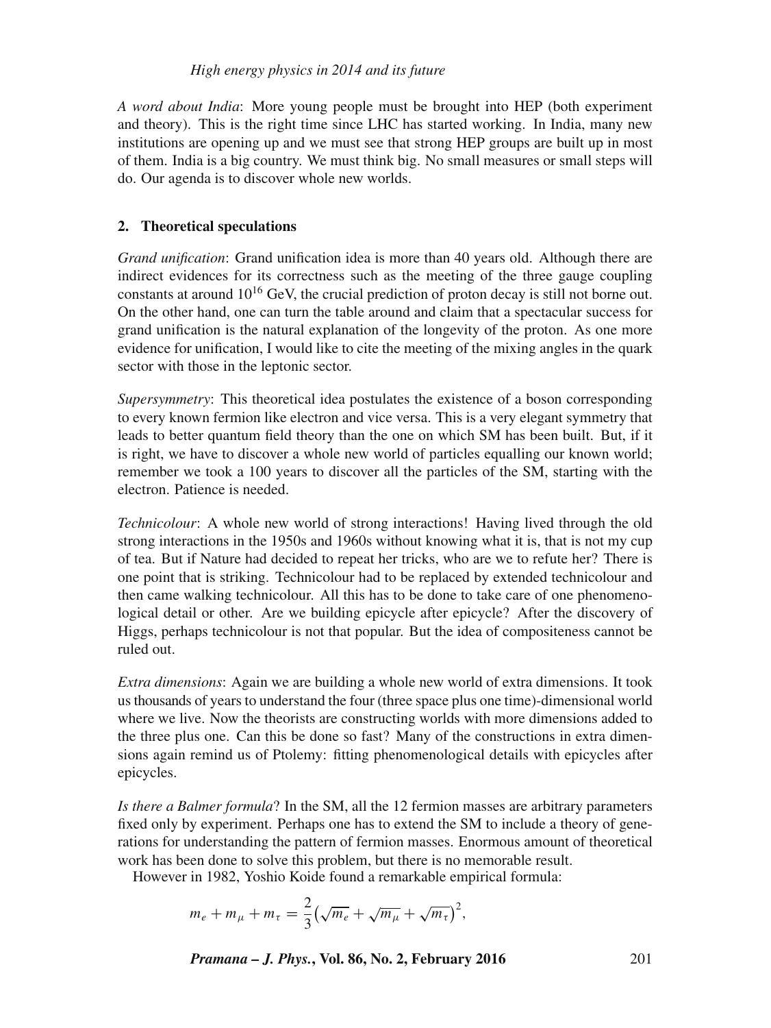*A word about India*: More young people must be brought into HEP (both experiment and theory). This is the right time since LHC has started working. In India, many new institutions are opening up and we must see that strong HEP groups are built up in most of them. India is a big country. We must think big. No small measures or small steps will do. Our agenda is to discover whole new worlds.

## 2. Theoretical speculations

*Grand unification*: Grand unification idea is more than 40 years old. Although there are indirect evidences for its correctness such as the meeting of the three gauge coupling constants at around $10^{16}$ GeV, the crucial prediction of proton decay is still not borne out. On the other hand, one can turn the table around and claim that a spectacular success for grand unification is the natural explanation of the longevity of the proton. As one more evidence for unification, I would like to cite the meeting of the mixing angles in the quark sector with those in the leptonic sector.

*Supersymmetry*: This theoretical idea postulates the existence of a boson corresponding to every known fermion like electron and vice versa. This is a very elegant symmetry that leads to better quantum field theory than the one on which SM has been built. But, if it is right, we have to discover a whole new world of particles equalling our known world; remember we took a 100 years to discover all the particles of the SM, starting with the electron. Patience is needed.

*Technicolour*: A whole new world of strong interactions! Having lived through the old strong interactions in the 1950s and 1960s without knowing what it is, that is not my cup of tea. But if Nature had decided to repeat her tricks, who are we to refute her? There is one point that is striking. Technicolour had to be replaced by extended technicolour and then came walking technicolour. All this has to be done to take care of one phenomenological detail or other. Are we building epicycle after epicycle? After the discovery of Higgs, perhaps technicolour is not that popular. But the idea of compositeness cannot be ruled out.

*Extra dimensions*: Again we are building a whole new world of extra dimensions. It took us thousands of years to understand the four (three space plus one time)-dimensional world where we live. Now the theorists are constructing worlds with more dimensions added to the three plus one. Can this be done so fast? Many of the constructions in extra dimensions again remind us of Ptolemy: fitting phenomenological details with epicycles after epicycles.

*Is there a Balmer formula*? In the SM, all the 12 fermion masses are arbitrary parameters fixed only by experiment. Perhaps one has to extend the SM to include a theory of generations for understanding the pattern of fermion masses. Enormous amount of theoretical work has been done to solve this problem, but there is no memorable result.

However in 1982, Yoshio Koide found a remarkable empirical formula:

$$m_e + m_\mu + m_\tau = \frac{2}{3}\left(\sqrt{m_e} + \sqrt{m_\mu} + \sqrt{m_\tau}\right)^2,$$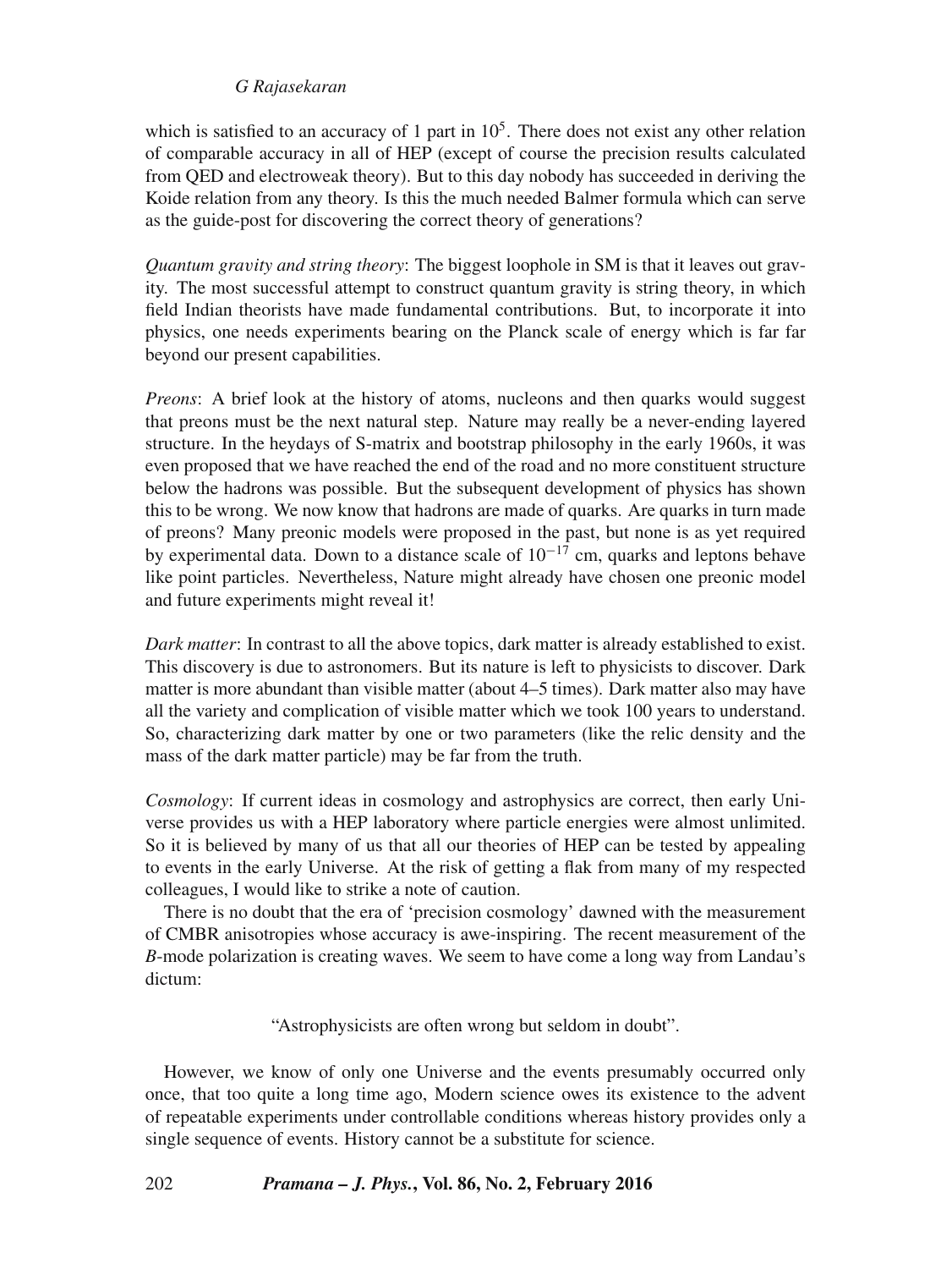which is satisfied to an accuracy of 1 part in $10^5$. There does not exist any other relation of comparable accuracy in all of HEP (except of course the precision results calculated from QED and electroweak theory). But to this day nobody has succeeded in deriving the Koide relation from any theory. Is this the much needed Balmer formula which can serve as the guide-post for discovering the correct theory of generations?

*Quantum gravity and string theory*: The biggest loophole in SM is that it leaves out gravity. The most successful attempt to construct quantum gravity is string theory, in which field Indian theorists have made fundamental contributions. But, to incorporate it into physics, one needs experiments bearing on the Planck scale of energy which is far far beyond our present capabilities.

*Preons*: A brief look at the history of atoms, nucleons and then quarks would suggest that preons must be the next natural step. Nature may really be a never-ending layered structure. In the heydays of S-matrix and bootstrap philosophy in the early 1960s, it was even proposed that we have reached the end of the road and no more constituent structure below the hadrons was possible. But the subsequent development of physics has shown this to be wrong. We now know that hadrons are made of quarks. Are quarks in turn made of preons? Many preonic models were proposed in the past, but none is as yet required by experimental data. Down to a distance scale of $10^{-17}$ cm, quarks and leptons behave like point particles. Nevertheless, Nature might already have chosen one preonic model and future experiments might reveal it!

*Dark matter*: In contrast to all the above topics, dark matter is already established to exist. This discovery is due to astronomers. But its nature is left to physicists to discover. Dark matter is more abundant than visible matter (about 4–5 times). Dark matter also may have all the variety and complication of visible matter which we took 100 years to understand. So, characterizing dark matter by one or two parameters (like the relic density and the mass of the dark matter particle) may be far from the truth.

*Cosmology*: If current ideas in cosmology and astrophysics are correct, then early Universe provides us with a HEP laboratory where particle energies were almost unlimited. So it is believed by many of us that all our theories of HEP can be tested by appealing to events in the early Universe. At the risk of getting a flak from many of my respected colleagues, I would like to strike a note of caution.

There is no doubt that the era of 'precision cosmology' dawned with the measurement of CMBR anisotropies whose accuracy is awe-inspiring. The recent measurement of the *B*-mode polarization is creating waves. We seem to have come a long way from Landau's dictum:

"Astrophysicists are often wrong but seldom in doubt".

However, we know of only one Universe and the events presumably occurred only once, that too quite a long time ago, Modern science owes its existence to the advent of repeatable experiments under controllable conditions whereas history provides only a single sequence of events. History cannot be a substitute for science.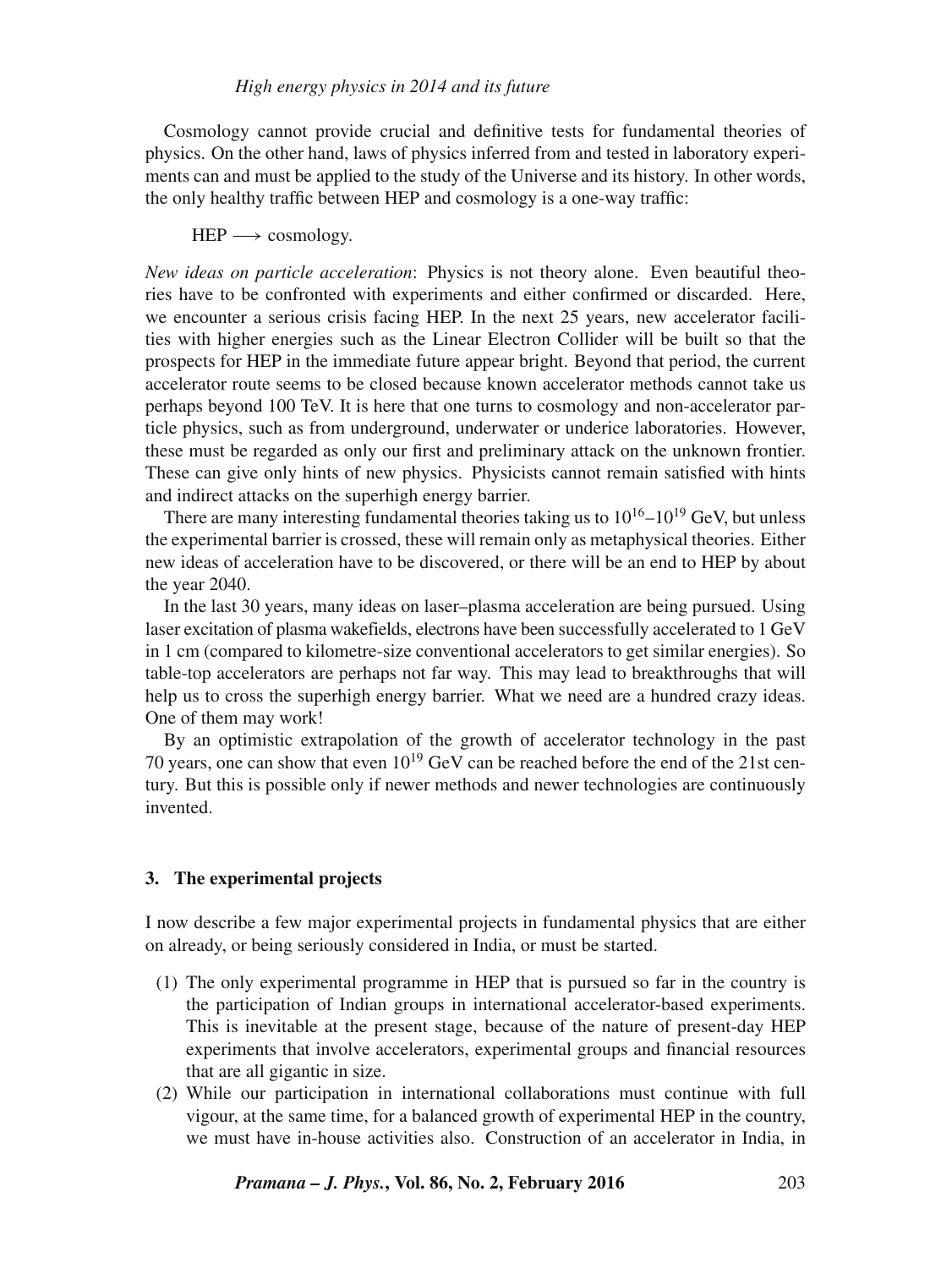Cosmology cannot provide crucial and definitive tests for fundamental theories of physics. On the other hand, laws of physics inferred from and tested in laboratory experiments can and must be applied to the study of the Universe and its history. In other words, the only healthy traffic between HEP and cosmology is a one-way traffic:

HEP $\longrightarrow$ cosmology.

*New ideas on particle acceleration*: Physics is not theory alone. Even beautiful theories have to be confronted with experiments and either confirmed or discarded. Here, we encounter a serious crisis facing HEP. In the next 25 years, new accelerator facilities with higher energies such as the Linear Electron Collider will be built so that the prospects for HEP in the immediate future appear bright. Beyond that period, the current accelerator route seems to be closed because known accelerator methods cannot take us perhaps beyond 100 TeV. It is here that one turns to cosmology and non-accelerator particle physics, such as from underground, underwater or underice laboratories. However, these must be regarded as only our first and preliminary attack on the unknown frontier. These can give only hints of new physics. Physicists cannot remain satisfied with hints and indirect attacks on the superhigh energy barrier.

There are many interesting fundamental theories taking us to $10^{16}$–$10^{19}$ GeV, but unless the experimental barrier is crossed, these will remain only as metaphysical theories. Either new ideas of acceleration have to be discovered, or there will be an end to HEP by about the year 2040.

In the last 30 years, many ideas on laser–plasma acceleration are being pursued. Using laser excitation of plasma wakefields, electrons have been successfully accelerated to 1 GeV in 1 cm (compared to kilometre-size conventional accelerators to get similar energies). So table-top accelerators are perhaps not far way. This may lead to breakthroughs that will help us to cross the superhigh energy barrier. What we need are a hundred crazy ideas. One of them may work!

By an optimistic extrapolation of the growth of accelerator technology in the past 70 years, one can show that even $10^{19}$ GeV can be reached before the end of the 21st century. But this is possible only if newer methods and newer technologies are continuously invented.

## 3. The experimental projects

I now describe a few major experimental projects in fundamental physics that are either on already, or being seriously considered in India, or must be started.

1. The only experimental programme in HEP that is pursued so far in the country is the participation of Indian groups in international accelerator-based experiments. This is inevitable at the present stage, because of the nature of present-day HEP experiments that involve accelerators, experimental groups and financial resources that are all gigantic in size.
2. While our participation in international collaborations must continue with full vigour, at the same time, for a balanced growth of experimental HEP in the country, we must have in-house activities also. Construction of an accelerator in India, in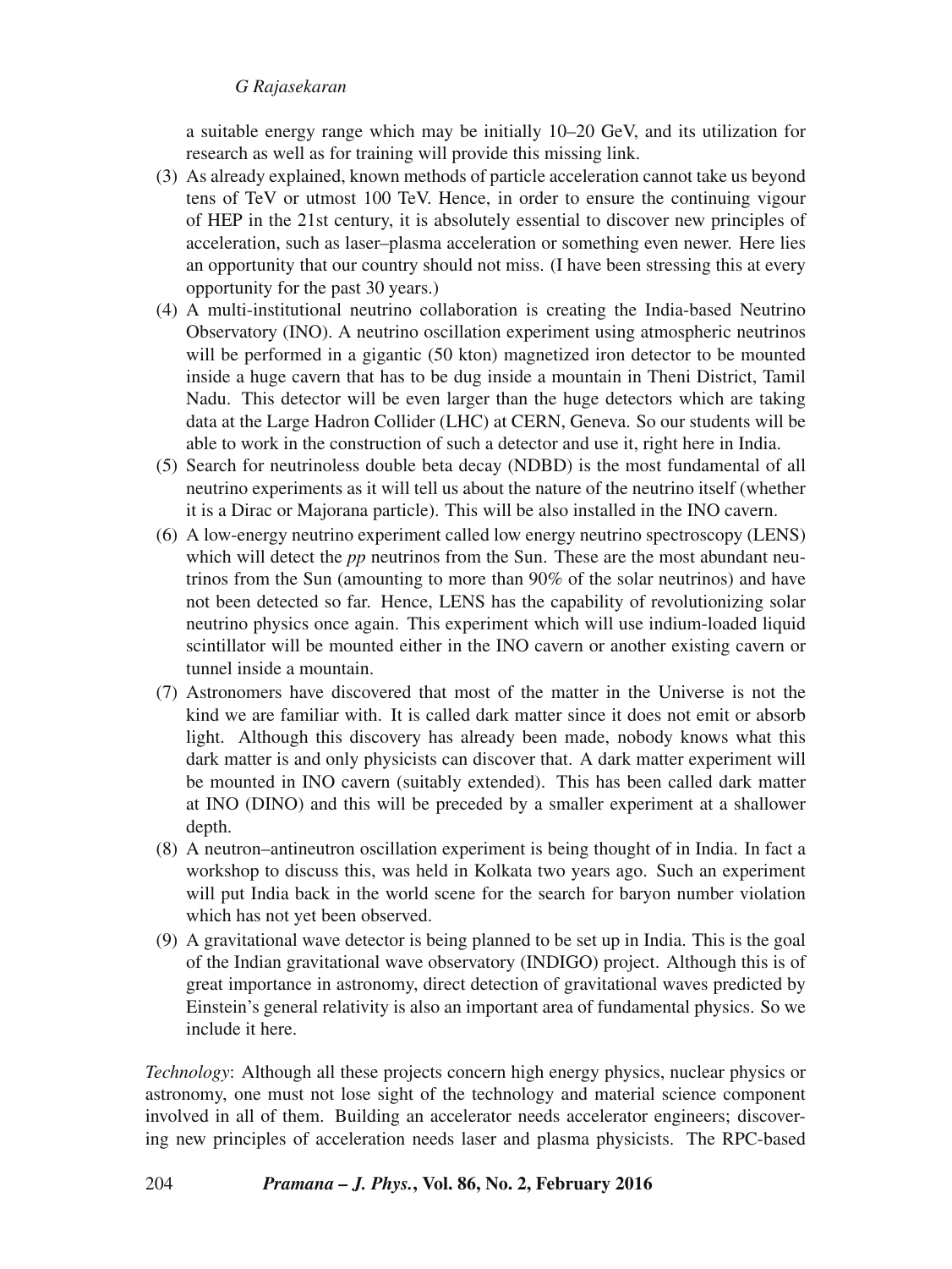a suitable energy range which may be initially 10–20 GeV, and its utilization for research as well as for training will provide this missing link.

(3) As already explained, known methods of particle acceleration cannot take us beyond tens of TeV or utmost 100 TeV. Hence, in order to ensure the continuing vigour of HEP in the 21st century, it is absolutely essential to discover new principles of acceleration, such as laser–plasma acceleration or something even newer. Here lies an opportunity that our country should not miss. (I have been stressing this at every opportunity for the past 30 years.)

(4) A multi-institutional neutrino collaboration is creating the India-based Neutrino Observatory (INO). A neutrino oscillation experiment using atmospheric neutrinos will be performed in a gigantic (50 kton) magnetized iron detector to be mounted inside a huge cavern that has to be dug inside a mountain in Theni District, Tamil Nadu. This detector will be even larger than the huge detectors which are taking data at the Large Hadron Collider (LHC) at CERN, Geneva. So our students will be able to work in the construction of such a detector and use it, right here in India.

(5) Search for neutrinoless double beta decay (NDBD) is the most fundamental of all neutrino experiments as it will tell us about the nature of the neutrino itself (whether it is a Dirac or Majorana particle). This will be also installed in the INO cavern.

(6) A low-energy neutrino experiment called low energy neutrino spectroscopy (LENS) which will detect the *pp* neutrinos from the Sun. These are the most abundant neutrinos from the Sun (amounting to more than 90% of the solar neutrinos) and have not been detected so far. Hence, LENS has the capability of revolutionizing solar neutrino physics once again. This experiment which will use indium-loaded liquid scintillator will be mounted either in the INO cavern or another existing cavern or tunnel inside a mountain.

(7) Astronomers have discovered that most of the matter in the Universe is not the kind we are familiar with. It is called dark matter since it does not emit or absorb light. Although this discovery has already been made, nobody knows what this dark matter is and only physicists can discover that. A dark matter experiment will be mounted in INO cavern (suitably extended). This has been called dark matter at INO (DINO) and this will be preceded by a smaller experiment at a shallower depth.

(8) A neutron–antineutron oscillation experiment is being thought of in India. In fact a workshop to discuss this, was held in Kolkata two years ago. Such an experiment will put India back in the world scene for the search for baryon number violation which has not yet been observed.

(9) A gravitational wave detector is being planned to be set up in India. This is the goal of the Indian gravitational wave observatory (INDIGO) project. Although this is of great importance in astronomy, direct detection of gravitational waves predicted by Einstein's general relativity is also an important area of fundamental physics. So we include it here.

*Technology*: Although all these projects concern high energy physics, nuclear physics or astronomy, one must not lose sight of the technology and material science component involved in all of them. Building an accelerator needs accelerator engineers; discovering new principles of acceleration needs laser and plasma physicists. The RPC-based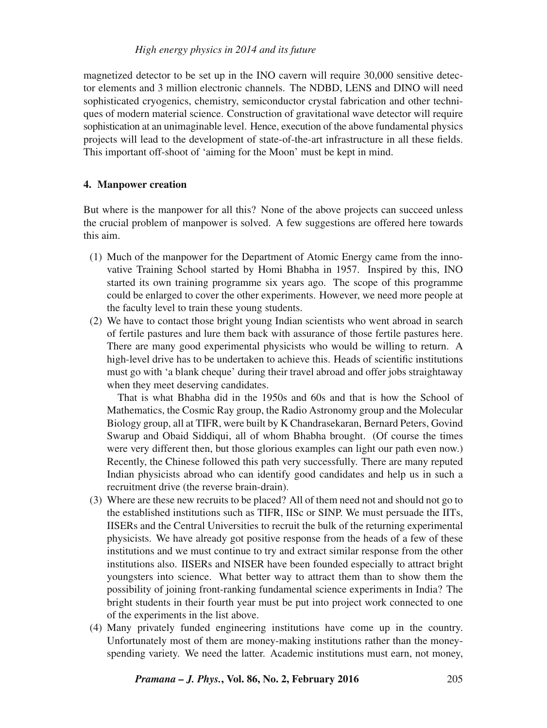magnetized detector to be set up in the INO cavern will require 30,000 sensitive detector elements and 3 million electronic channels. The NDBD, LENS and DINO will need sophisticated cryogenics, chemistry, semiconductor crystal fabrication and other techniques of modern material science. Construction of gravitational wave detector will require sophistication at an unimaginable level. Hence, execution of the above fundamental physics projects will lead to the development of state-of-the-art infrastructure in all these fields. This important off-shoot of 'aiming for the Moon' must be kept in mind.

### 4. Manpower creation

But where is the manpower for all this? None of the above projects can succeed unless the crucial problem of manpower is solved. A few suggestions are offered here towards this aim.

(1) Much of the manpower for the Department of Atomic Energy came from the innovative Training School started by Homi Bhabha in 1957. Inspired by this, INO started its own training programme six years ago. The scope of this programme could be enlarged to cover the other experiments. However, we need more people at the faculty level to train these young students.

(2) We have to contact those bright young Indian scientists who went abroad in search of fertile pastures and lure them back with assurance of those fertile pastures here. There are many good experimental physicists who would be willing to return. A high-level drive has to be undertaken to achieve this. Heads of scientific institutions must go with 'a blank cheque' during their travel abroad and offer jobs straightaway when they meet deserving candidates.

   That is what Bhabha did in the 1950s and 60s and that is how the School of Mathematics, the Cosmic Ray group, the Radio Astronomy group and the Molecular Biology group, all at TIFR, were built by K Chandrasekaran, Bernard Peters, Govind Swarup and Obaid Siddiqui, all of whom Bhabha brought. (Of course the times were very different then, but those glorious examples can light our path even now.) Recently, the Chinese followed this path very successfully. There are many reputed Indian physicists abroad who can identify good candidates and help us in such a recruitment drive (the reverse brain-drain).

(3) Where are these new recruits to be placed? All of them need not and should not go to the established institutions such as TIFR, IISc or SINP. We must persuade the IITs, IISERs and the Central Universities to recruit the bulk of the returning experimental physicists. We have already got positive response from the heads of a few of these institutions and we must continue to try and extract similar response from the other institutions also. IISERs and NISER have been founded especially to attract bright youngsters into science. What better way to attract them than to show them the possibility of joining front-ranking fundamental science experiments in India? The bright students in their fourth year must be put into project work connected to one of the experiments in the list above.

(4) Many privately funded engineering institutions have come up in the country. Unfortunately most of them are money-making institutions rather than the money-spending variety. We need the latter. Academic institutions must earn, not money,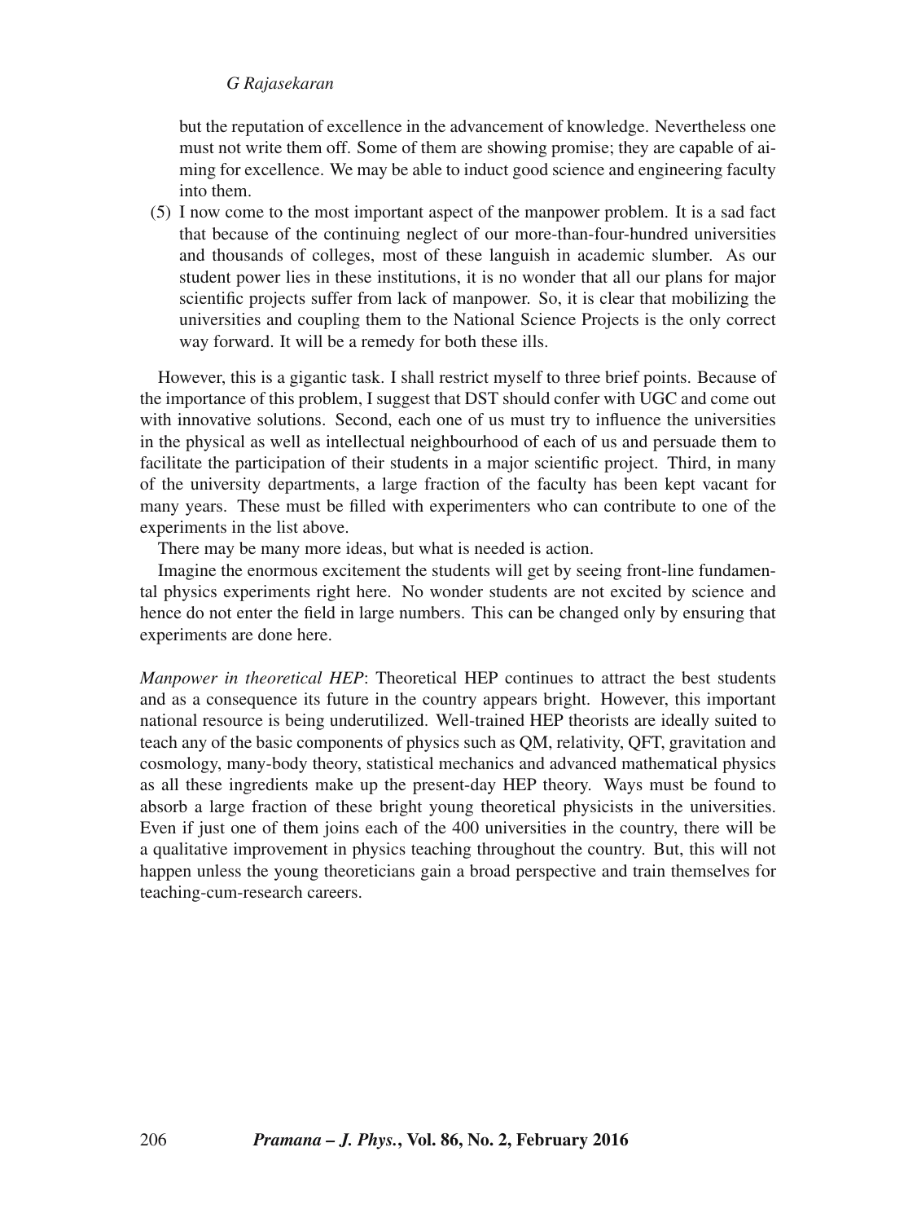but the reputation of excellence in the advancement of knowledge. Nevertheless one must not write them off. Some of them are showing promise; they are capable of aiming for excellence. We may be able to induct good science and engineering faculty into them.

(5) I now come to the most important aspect of the manpower problem. It is a sad fact that because of the continuing neglect of our more-than-four-hundred universities and thousands of colleges, most of these languish in academic slumber. As our student power lies in these institutions, it is no wonder that all our plans for major scientific projects suffer from lack of manpower. So, it is clear that mobilizing the universities and coupling them to the National Science Projects is the only correct way forward. It will be a remedy for both these ills.

However, this is a gigantic task. I shall restrict myself to three brief points. Because of the importance of this problem, I suggest that DST should confer with UGC and come out with innovative solutions. Second, each one of us must try to influence the universities in the physical as well as intellectual neighbourhood of each of us and persuade them to facilitate the participation of their students in a major scientific project. Third, in many of the university departments, a large fraction of the faculty has been kept vacant for many years. These must be filled with experimenters who can contribute to one of the experiments in the list above.

There may be many more ideas, but what is needed is action.

Imagine the enormous excitement the students will get by seeing front-line fundamental physics experiments right here. No wonder students are not excited by science and hence do not enter the field in large numbers. This can be changed only by ensuring that experiments are done here.

*Manpower in theoretical HEP*: Theoretical HEP continues to attract the best students and as a consequence its future in the country appears bright. However, this important national resource is being underutilized. Well-trained HEP theorists are ideally suited to teach any of the basic components of physics such as QM, relativity, QFT, gravitation and cosmology, many-body theory, statistical mechanics and advanced mathematical physics as all these ingredients make up the present-day HEP theory. Ways must be found to absorb a large fraction of these bright young theoretical physicists in the universities. Even if just one of them joins each of the 400 universities in the country, there will be a qualitative improvement in physics teaching throughout the country. But, this will not happen unless the young theoreticians gain a broad perspective and train themselves for teaching-cum-research careers.